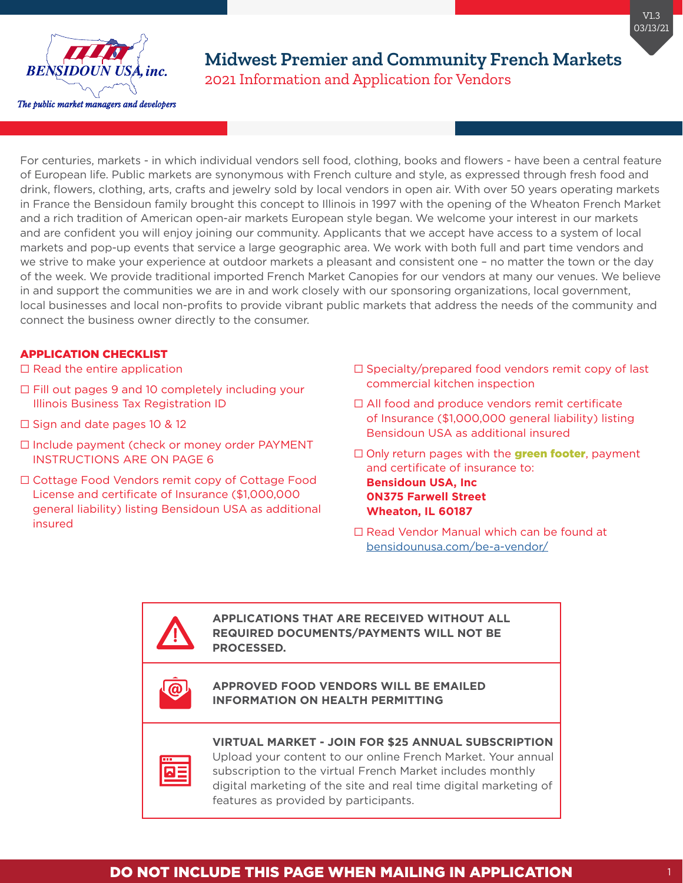BENSIDOUN USA, inc.

*The public market managers and developers*

V1.3
03/13/21

# Midwest Premier and Community French Markets

## 2021 Information and Application for Vendors

For centuries, markets - in which individual vendors sell food, clothing, books and flowers - have been a central feature of European life. Public markets are synonymous with French culture and style, as expressed through fresh food and drink, flowers, clothing, arts, crafts and jewelry sold by local vendors in open air. With over 50 years operating markets in France the Bensidoun family brought this concept to Illinois in 1997 with the opening of the Wheaton French Market and a rich tradition of American open-air markets European style began. We welcome your interest in our markets and are confident you will enjoy joining our community. Applicants that we accept have access to a system of local markets and pop-up events that service a large geographic area. We work with both full and part time vendors and we strive to make your experience at outdoor markets a pleasant and consistent one – no matter the town or the day of the week. We provide traditional imported French Market Canopies for our vendors at many our venues. We believe in and support the communities we are in and work closely with our sponsoring organizations, local government, local businesses and local non-profits to provide vibrant public markets that address the needs of the community and connect the business owner directly to the consumer.

### APPLICATION CHECKLIST

- ☐ Read the entire application
- ☐ Fill out pages 9 and 10 completely including your Illinois Business Tax Registration ID
- ☐ Sign and date pages 10 & 12
- ☐ Include payment (check or money order PAYMENT INSTRUCTIONS ARE ON PAGE 6
- ☐ Cottage Food Vendors remit copy of Cottage Food License and certificate of Insurance ($1,000,000 general liability) listing Bensidoun USA as additional insured
- ☐ Specialty/prepared food vendors remit copy of last commercial kitchen inspection
- ☐ All food and produce vendors remit certificate of Insurance ($1,000,000 general liability) listing Bensidoun USA as additional insured
- ☐ Only return pages with the **green footer**, payment and certificate of insurance to:
  **Bensidoun USA, Inc**
  **0N375 Farwell Street**
  **Wheaton, IL 60187**
- ☐ Read Vendor Manual which can be found at bensidounusa.com/be-a-vendor/

**APPLICATIONS THAT ARE RECEIVED WITHOUT ALL REQUIRED DOCUMENTS/PAYMENTS WILL NOT BE PROCESSED.**

**APPROVED FOOD VENDORS WILL BE EMAILED INFORMATION ON HEALTH PERMITTING**

**VIRTUAL MARKET - JOIN FOR $25 ANNUAL SUBSCRIPTION**
Upload your content to our online French Market. Your annual subscription to the virtual French Market includes monthly digital marketing of the site and real time digital marketing of features as provided by participants.

**DO NOT INCLUDE THIS PAGE WHEN MAILING IN APPLICATION**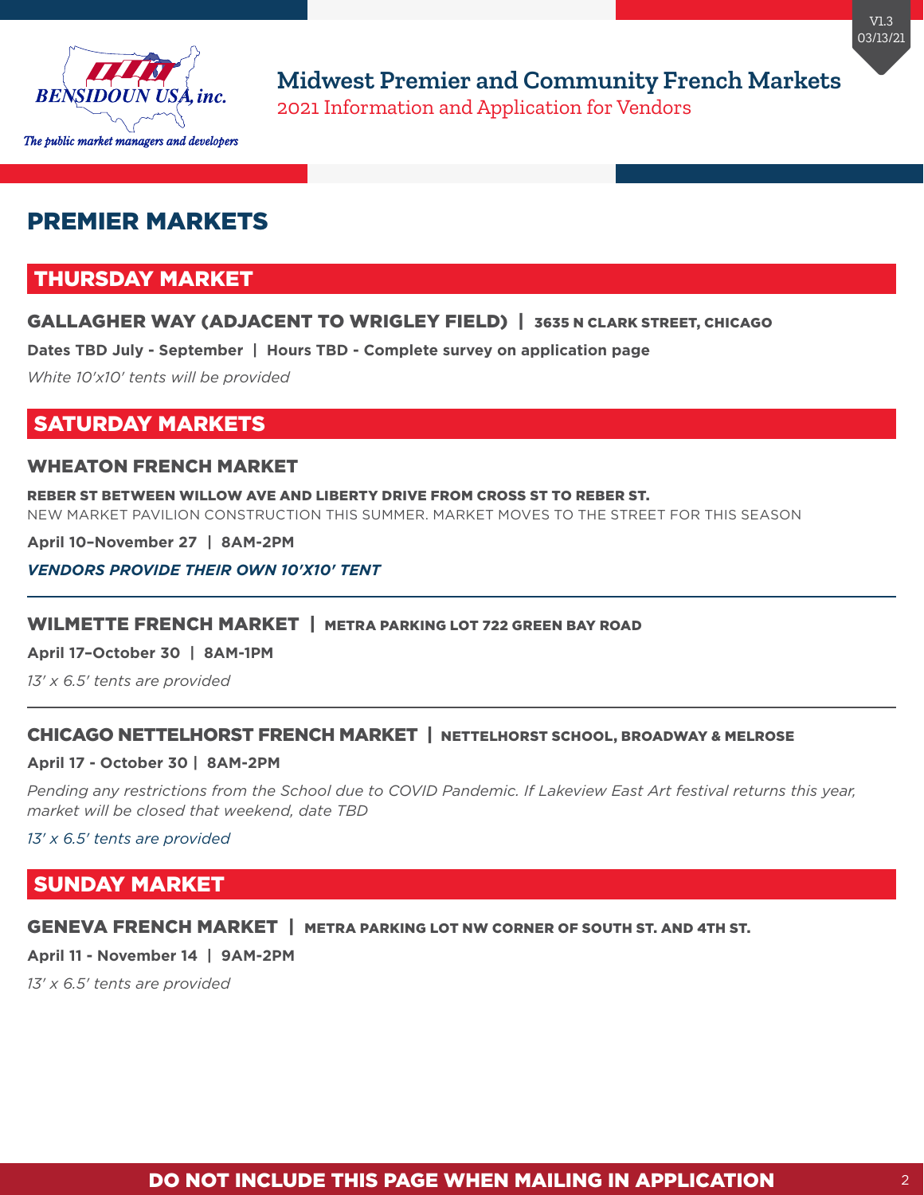BENSIDOUN USA, inc.

The public market managers and developers

# Midwest Premier and Community French Markets

2021 Information and Application for Vendors

V1.3
03/13/21

## PREMIER MARKETS

### THURSDAY MARKET

**GALLAGHER WAY (ADJACENT TO WRIGLEY FIELD) | 3635 N CLARK STREET, CHICAGO**

**Dates TBD July - September | Hours TBD - Complete survey on application page**

*White 10'x10' tents will be provided*

### SATURDAY MARKETS

**WHEATON FRENCH MARKET**

**REBER ST BETWEEN WILLOW AVE AND LIBERTY DRIVE FROM CROSS ST TO REBER ST.**

NEW MARKET PAVILION CONSTRUCTION THIS SUMMER. MARKET MOVES TO THE STREET FOR THIS SEASON

**April 10–November 27 | 8AM-2PM**

***VENDORS PROVIDE THEIR OWN 10'X10' TENT***

---

**WILMETTE FRENCH MARKET | METRA PARKING LOT 722 GREEN BAY ROAD**

**April 17–October 30 | 8AM-1PM**

*13' x 6.5' tents are provided*

---

**CHICAGO NETTELHORST FRENCH MARKET | NETTELHORST SCHOOL, BROADWAY & MELROSE**

**April 17 - October 30 | 8AM-2PM**

*Pending any restrictions from the School due to COVID Pandemic. If Lakeview East Art festival returns this year, market will be closed that weekend, date TBD*

*13' x 6.5' tents are provided*

### SUNDAY MARKET

**GENEVA FRENCH MARKET | METRA PARKING LOT NW CORNER OF SOUTH ST. AND 4TH ST.**

**April 11 - November 14 | 9AM-2PM**

*13' x 6.5' tents are provided*

**DO NOT INCLUDE THIS PAGE WHEN MAILING IN APPLICATION**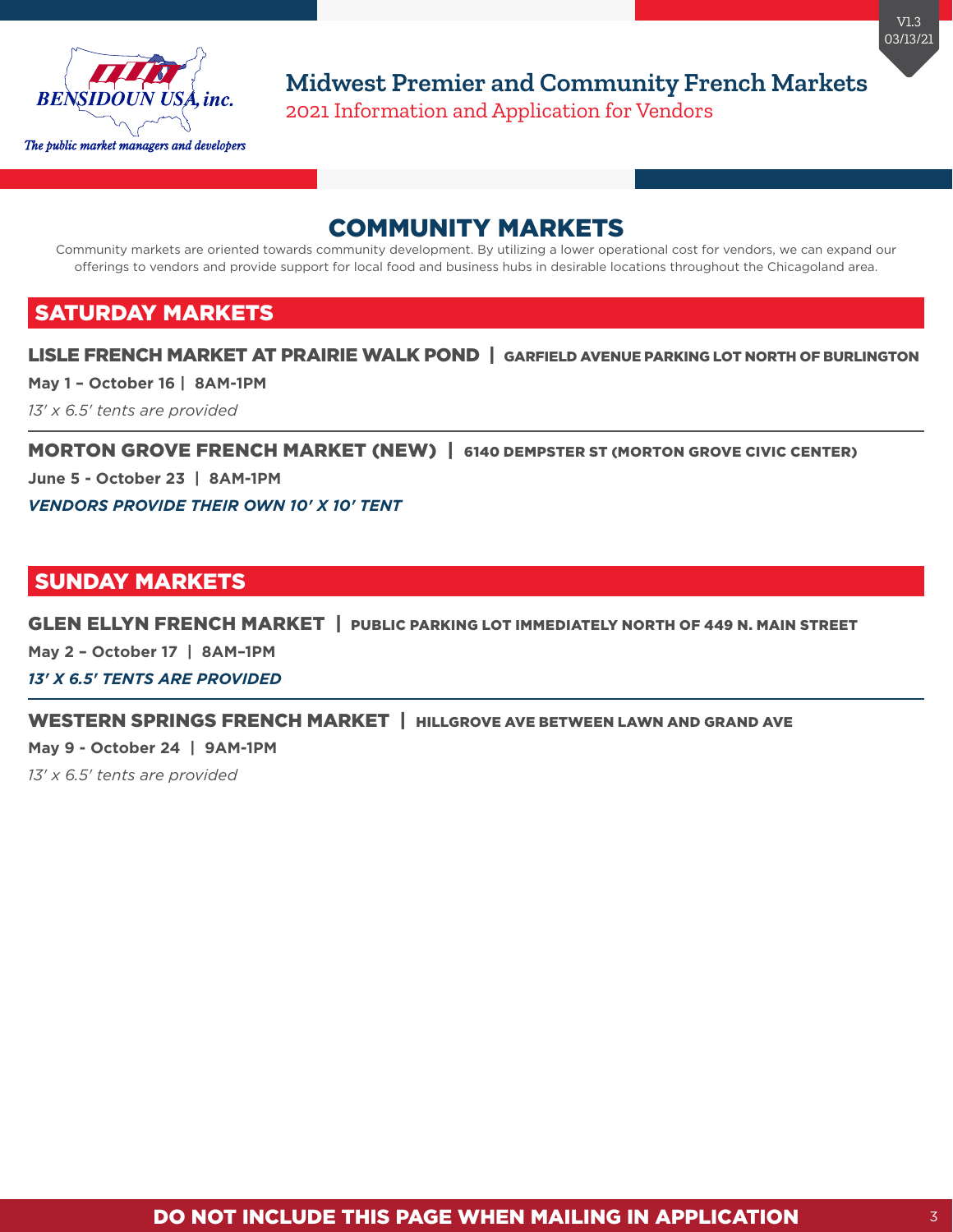# COMMUNITY MARKETS

Community markets are oriented towards community development. By utilizing a lower operational cost for vendors, we can expand our offerings to vendors and provide support for local food and business hubs in desirable locations throughout the Chicagoland area.

## SATURDAY MARKETS

### LISLE FRENCH MARKET AT PRAIRIE WALK POND | GARFIELD AVENUE PARKING LOT NORTH OF BURLINGTON

**May 1 – October 16 | 8AM-1PM**

*13' x 6.5' tents are provided*

### MORTON GROVE FRENCH MARKET (NEW) | 6140 DEMPSTER ST (MORTON GROVE CIVIC CENTER)

**June 5 - October 23 | 8AM-1PM**

***VENDORS PROVIDE THEIR OWN 10' X 10' TENT***

## SUNDAY MARKETS

### GLEN ELLYN FRENCH MARKET | PUBLIC PARKING LOT IMMEDIATELY NORTH OF 449 N. MAIN STREET

**May 2 – October 17 | 8AM–1PM**

***13' X 6.5' TENTS ARE PROVIDED***

### WESTERN SPRINGS FRENCH MARKET | HILLGROVE AVE BETWEEN LAWN AND GRAND AVE

**May 9 - October 24 | 9AM-1PM**

*13' x 6.5' tents are provided*

**DO NOT INCLUDE THIS PAGE WHEN MAILING IN APPLICATION**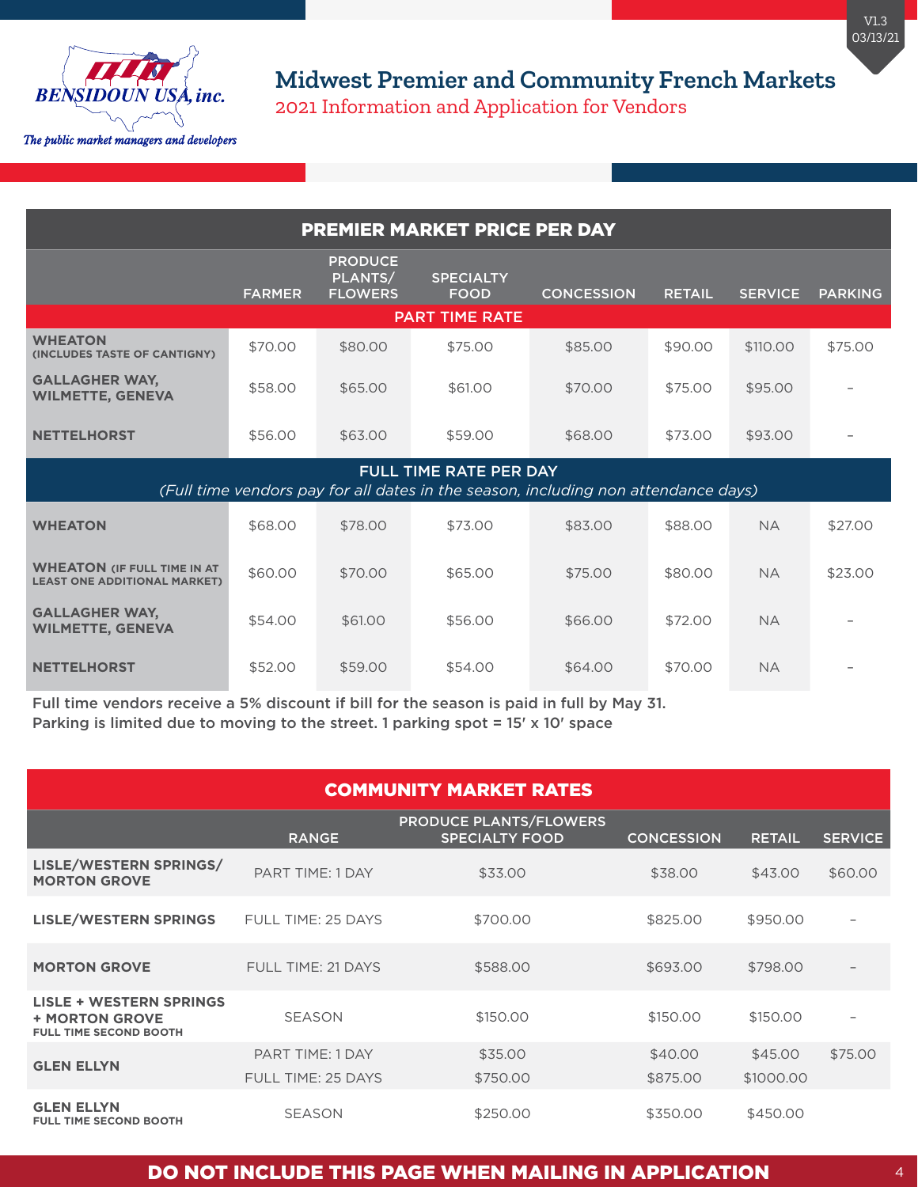BENSIDOUN USA, inc.

*The public market managers and developers*

# Midwest Premier and Community French Markets

## 2021 Information and Application for Vendors

V1.3
03/13/21

| PREMIER MARKET PRICE PER DAY | | | | | | | |
|---|---|---|---|---|---|---|---|
| | FARMER | PRODUCE PLANTS/ FLOWERS | SPECIALTY FOOD | CONCESSION | RETAIL | SERVICE | PARKING |
| **PART TIME RATE** | | | | | | | |
| **WHEATON (INCLUDES TASTE OF CANTIGNY)** | $70.00 | $80.00 | $75.00 | $85.00 | $90.00 | $110.00 | $75.00 |
| **GALLAGHER WAY, WILMETTE, GENEVA** | $58.00 | $65.00 | $61.00 | $70.00 | $75.00 | $95.00 | – |
| **NETTELHORST** | $56.00 | $63.00 | $59.00 | $68.00 | $73.00 | $93.00 | – |
| **FULL TIME RATE PER DAY** *(Full time vendors pay for all dates in the season, including non attendance days)* | | | | | | | |
| **WHEATON** | $68.00 | $78.00 | $73.00 | $83.00 | $88.00 | NA | $27.00 |
| **WHEATON (IF FULL TIME IN AT LEAST ONE ADDITIONAL MARKET)** | $60.00 | $70.00 | $65.00 | $75.00 | $80.00 | NA | $23.00 |
| **GALLAGHER WAY, WILMETTE, GENEVA** | $54.00 | $61.00 | $56.00 | $66.00 | $72.00 | NA | – |
| **NETTELHORST** | $52.00 | $59.00 | $54.00 | $64.00 | $70.00 | NA | – |

Full time vendors receive a 5% discount if bill for the season is paid in full by May 31.
Parking is limited due to moving to the street. 1 parking spot = 15′ x 10′ space

| COMMUNITY MARKET RATES | | | | | |
|---|---|---|---|---|---|
| | RANGE | PRODUCE PLANTS/FLOWERS SPECIALTY FOOD | CONCESSION | RETAIL | SERVICE |
| **LISLE/WESTERN SPRINGS/ MORTON GROVE** | PART TIME: 1 DAY | $33.00 | $38.00 | $43.00 | $60.00 |
| **LISLE/WESTERN SPRINGS** | FULL TIME: 25 DAYS | $700.00 | $825.00 | $950.00 | – |
| **MORTON GROVE** | FULL TIME: 21 DAYS | $588.00 | $693.00 | $798.00 | – |
| **LISLE + WESTERN SPRINGS + MORTON GROVE FULL TIME SECOND BOOTH** | SEASON | $150.00 | $150.00 | $150.00 | – |
| **GLEN ELLYN** | PART TIME: 1 DAY | $35.00 | $40.00 | $45.00 | $75.00 |
| | FULL TIME: 25 DAYS | $750.00 | $875.00 | $1000.00 | |
| **GLEN ELLYN FULL TIME SECOND BOOTH** | SEASON | $250.00 | $350.00 | $450.00 | |

**DO NOT INCLUDE THIS PAGE WHEN MAILING IN APPLICATION**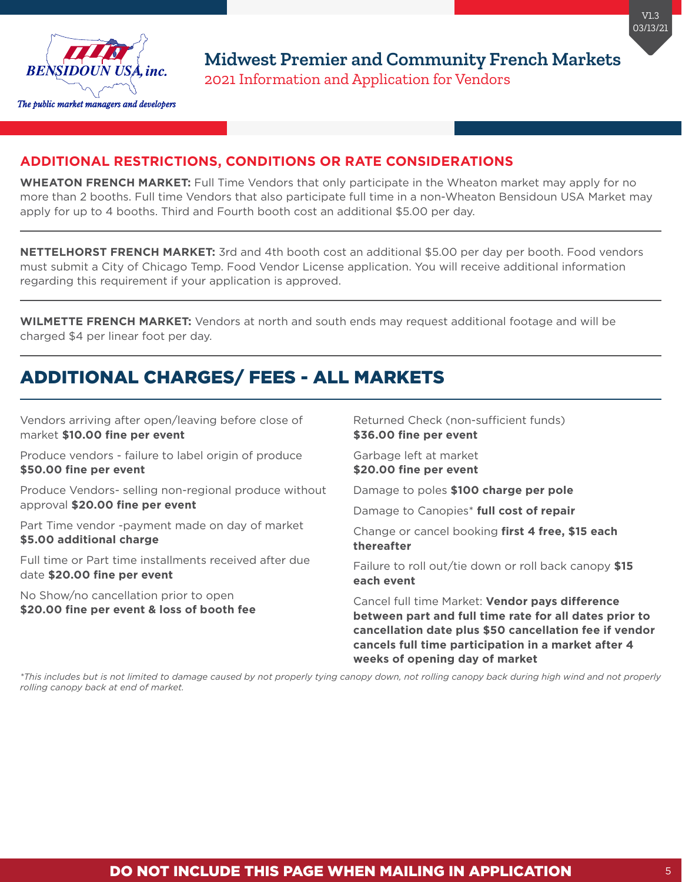## ADDITIONAL RESTRICTIONS, CONDITIONS OR RATE CONSIDERATIONS

**WHEATON FRENCH MARKET:** Full Time Vendors that only participate in the Wheaton market may apply for no more than 2 booths. Full time Vendors that also participate full time in a non-Wheaton Bensidoun USA Market may apply for up to 4 booths. Third and Fourth booth cost an additional $5.00 per day.

---

**NETTELHORST FRENCH MARKET:** 3rd and 4th booth cost an additional $5.00 per day per booth. Food vendors must submit a City of Chicago Temp. Food Vendor License application. You will receive additional information regarding this requirement if your application is approved.

---

**WILMETTE FRENCH MARKET:** Vendors at north and south ends may request additional footage and will be charged $4 per linear foot per day.

---

## ADDITIONAL CHARGES/ FEES - ALL MARKETS

Vendors arriving after open/leaving before close of market **$10.00 fine per event**

Produce vendors - failure to label origin of produce **$50.00 fine per event**

Produce Vendors- selling non-regional produce without approval **$20.00 fine per event**

Part Time vendor -payment made on day of market **$5.00 additional charge**

Full time or Part time installments received after due date **$20.00 fine per event**

No Show/no cancellation prior to open **$20.00 fine per event & loss of booth fee**

Returned Check (non-sufficient funds) **$36.00 fine per event**

Garbage left at market **$20.00 fine per event**

Damage to poles **$100 charge per pole**

Damage to Canopies* **full cost of repair**

Change or cancel booking **first 4 free, $15 each thereafter**

Failure to roll out/tie down or roll back canopy **$15 each event**

Cancel full time Market: **Vendor pays difference between part and full time rate for all dates prior to cancellation date plus $50 cancellation fee if vendor cancels full time participation in a market after 4 weeks of opening day of market**

*\*This includes but is not limited to damage caused by not properly tying canopy down, not rolling canopy back during high wind and not properly rolling canopy back at end of market.*

**DO NOT INCLUDE THIS PAGE WHEN MAILING IN APPLICATION**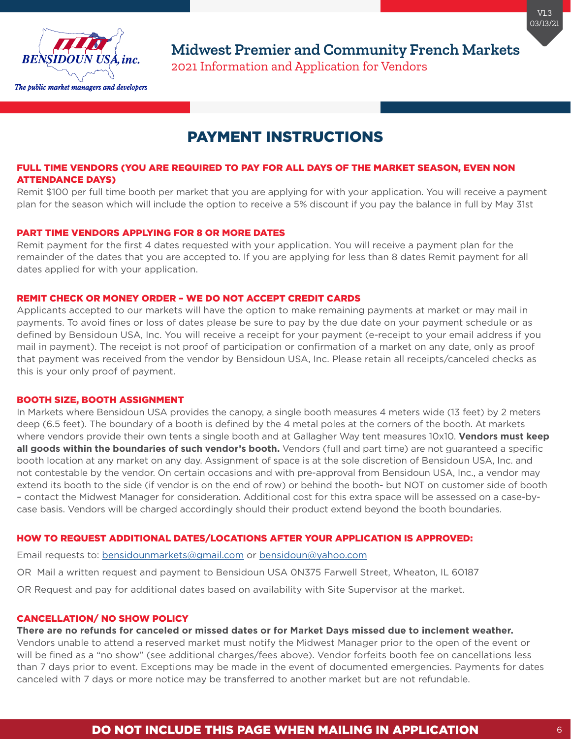# PAYMENT INSTRUCTIONS

### FULL TIME VENDORS (YOU ARE REQUIRED TO PAY FOR ALL DAYS OF THE MARKET SEASON, EVEN NON ATTENDANCE DAYS)

Remit $100 per full time booth per market that you are applying for with your application. You will receive a payment plan for the season which will include the option to receive a 5% discount if you pay the balance in full by May 31st

### PART TIME VENDORS APPLYING FOR 8 OR MORE DATES

Remit payment for the first 4 dates requested with your application. You will receive a payment plan for the remainder of the dates that you are accepted to. If you are applying for less than 8 dates Remit payment for all dates applied for with your application.

### REMIT CHECK OR MONEY ORDER – WE DO NOT ACCEPT CREDIT CARDS

Applicants accepted to our markets will have the option to make remaining payments at market or may mail in payments. To avoid fines or loss of dates please be sure to pay by the due date on your payment schedule or as defined by Bensidoun USA, Inc. You will receive a receipt for your payment (e-receipt to your email address if you mail in payment). The receipt is not proof of participation or confirmation of a market on any date, only as proof that payment was received from the vendor by Bensidoun USA, Inc. Please retain all receipts/canceled checks as this is your only proof of payment.

### BOOTH SIZE, BOOTH ASSIGNMENT

In Markets where Bensidoun USA provides the canopy, a single booth measures 4 meters wide (13 feet) by 2 meters deep (6.5 feet). The boundary of a booth is defined by the 4 metal poles at the corners of the booth. At markets where vendors provide their own tents a single booth and at Gallagher Way tent measures 10x10. **Vendors must keep all goods within the boundaries of such vendor's booth.** Vendors (full and part time) are not guaranteed a specific booth location at any market on any day. Assignment of space is at the sole discretion of Bensidoun USA, Inc. and not contestable by the vendor. On certain occasions and with pre-approval from Bensidoun USA, Inc., a vendor may extend its booth to the side (if vendor is on the end of row) or behind the booth- but NOT on customer side of booth – contact the Midwest Manager for consideration. Additional cost for this extra space will be assessed on a case-by-case basis. Vendors will be charged accordingly should their product extend beyond the booth boundaries.

### HOW TO REQUEST ADDITIONAL DATES/LOCATIONS AFTER YOUR APPLICATION IS APPROVED:

Email requests to: bensidounmarkets@gmail.com or bensidoun@yahoo.com

OR Mail a written request and payment to Bensidoun USA 0N375 Farwell Street, Wheaton, IL 60187

OR Request and pay for additional dates based on availability with Site Supervisor at the market.

### CANCELLATION/ NO SHOW POLICY

**There are no refunds for canceled or missed dates or for Market Days missed due to inclement weather.**
Vendors unable to attend a reserved market must notify the Midwest Manager prior to the open of the event or will be fined as a "no show" (see additional charges/fees above). Vendor forfeits booth fee on cancellations less than 7 days prior to event. Exceptions may be made in the event of documented emergencies. Payments for dates canceled with 7 days or more notice may be transferred to another market but are not refundable.

**DO NOT INCLUDE THIS PAGE WHEN MAILING IN APPLICATION**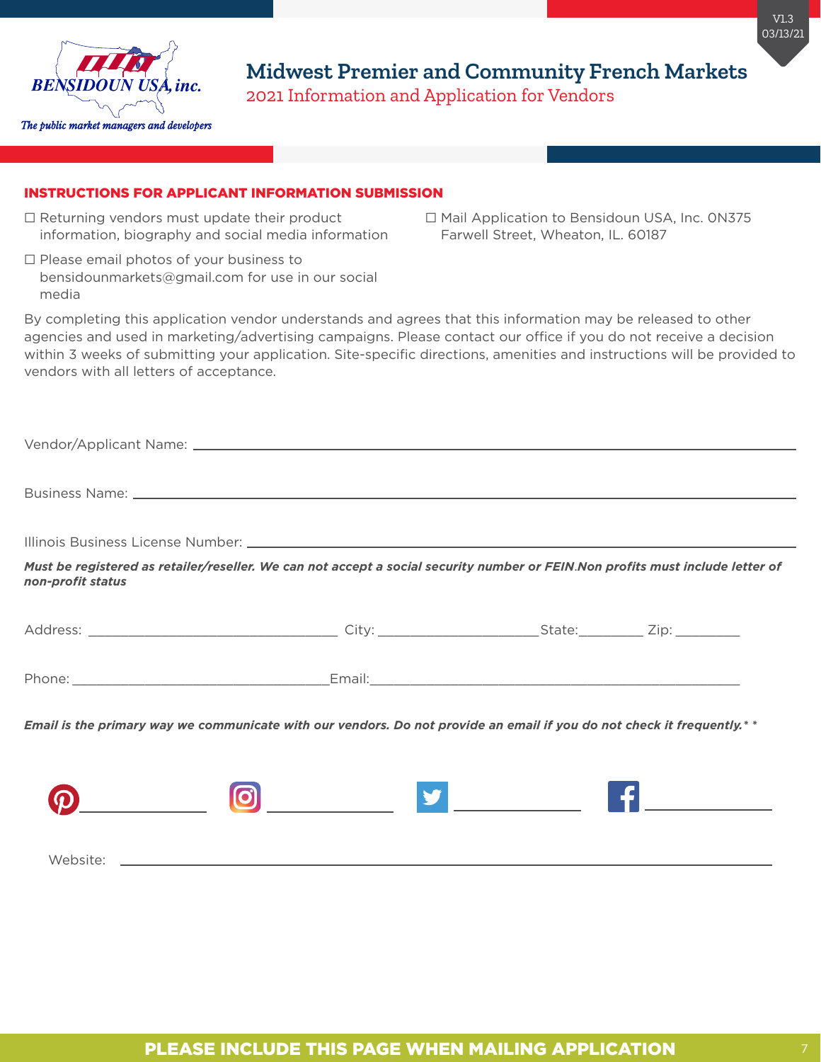# Midwest Premier and Community French Markets

## 2021 Information and Application for Vendors

### INSTRUCTIONS FOR APPLICANT INFORMATION SUBMISSION

- ☐ Returning vendors must update their product information, biography and social media information
- ☐ Please email photos of your business to bensidounmarkets@gmail.com for use in our social media
- ☐ Mail Application to Bensidoun USA, Inc. 0N375 Farwell Street, Wheaton, IL. 60187

By completing this application vendor understands and agrees that this information may be released to other agencies and used in marketing/advertising campaigns. Please contact our office if you do not receive a decision within 3 weeks of submitting your application. Site-specific directions, amenities and instructions will be provided to vendors with all letters of acceptance.

Vendor/Applicant Name: ______________________________

Business Name: ______________________________

Illinois Business License Number: ______________________________

***Must be registered as retailer/reseller. We can not accept a social security number or FEIN.Non profits must include letter of non-profit status***

Address: ____________________ City: ______________ State: ________ Zip: ________

Phone: ____________________ Email: ______________________________

***Email is the primary way we communicate with our vendors. Do not provide an email if you do not check it frequently.* ****

Pinterest: ______________ Instagram: ______________ Twitter: ______________ Facebook: ______________

Website: ______________________________

**PLEASE INCLUDE THIS PAGE WHEN MAILING APPLICATION**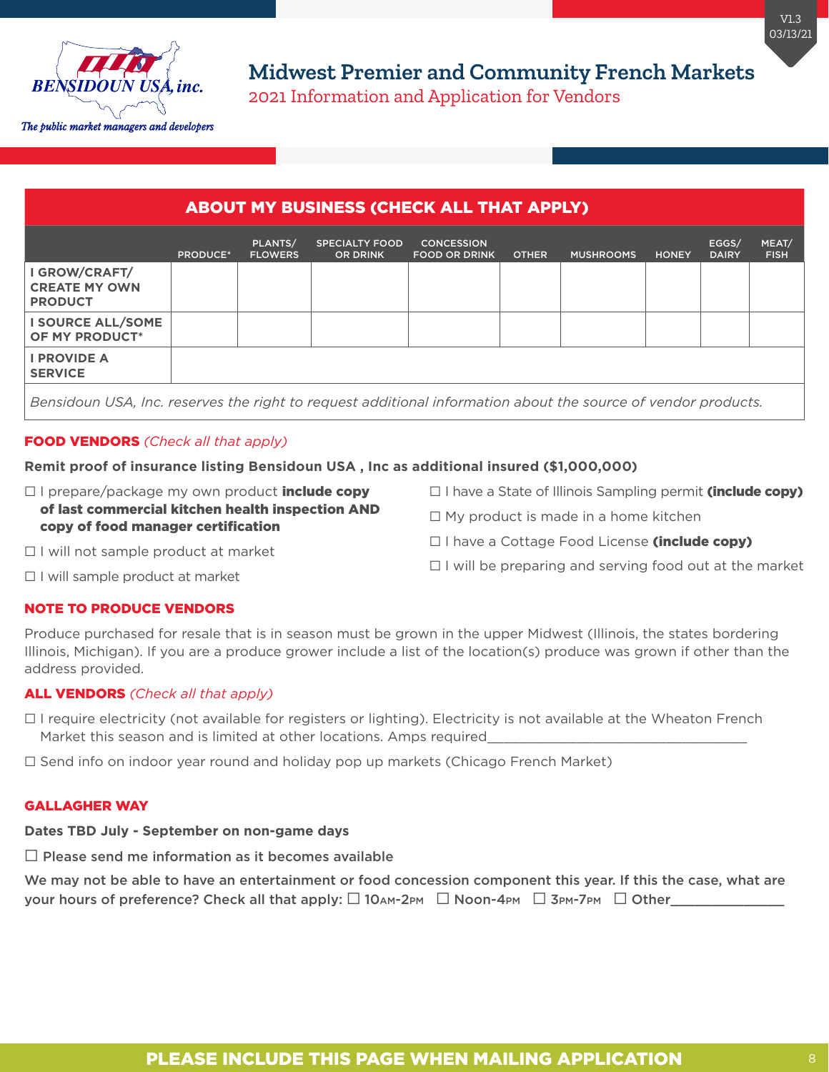# Midwest Premier and Community French Markets

## 2021 Information and Application for Vendors

## ABOUT MY BUSINESS (CHECK ALL THAT APPLY)

| | PRODUCE* | PLANTS/ FLOWERS | SPECIALTY FOOD OR DRINK | CONCESSION FOOD OR DRINK | OTHER | MUSHROOMS | HONEY | EGGS/ DAIRY | MEAT/ FISH |
|---|---|---|---|---|---|---|---|---|---|
| **I GROW/CRAFT/ CREATE MY OWN PRODUCT** | | | | | | | | | |
| **I SOURCE ALL/SOME OF MY PRODUCT*** | | | | | | | | | |
| **I PROVIDE A SERVICE** | | | | | | | | | |

*Bensidoun USA, Inc. reserves the right to request additional information about the source of vendor products.*

### FOOD VENDORS *(Check all that apply)*

**Remit proof of insurance listing Bensidoun USA , Inc as additional insured ($1,000,000)**

- ☐ I prepare/package my own product **include copy of last commercial kitchen health inspection AND copy of food manager certification**
- ☐ I will not sample product at market
- ☐ I will sample product at market
- ☐ I have a State of Illinois Sampling permit **(include copy)**
- ☐ My product is made in a home kitchen
- ☐ I have a Cottage Food License **(include copy)**
- ☐ I will be preparing and serving food out at the market

### NOTE TO PRODUCE VENDORS

Produce purchased for resale that is in season must be grown in the upper Midwest (Illinois, the states bordering Illinois, Michigan). If you are a produce grower include a list of the location(s) produce was grown if other than the address provided.

### ALL VENDORS *(Check all that apply)*

- ☐ I require electricity (not available for registers or lighting). Electricity is not available at the Wheaton French Market this season and is limited at other locations. Amps required___________________________________
- ☐ Send info on indoor year round and holiday pop up markets (Chicago French Market)

### GALLAGHER WAY

**Dates TBD July - September on non-game days**

☐ **Please send me information as it becomes available**

**We may not be able to have an entertainment or food concession component this year. If this the case, what are your hours of preference? Check all that apply:** ☐ **10AM-2PM** ☐ **Noon-4PM** ☐ **3PM-7PM** ☐ **Other______________**

**PLEASE INCLUDE THIS PAGE WHEN MAILING APPLICATION**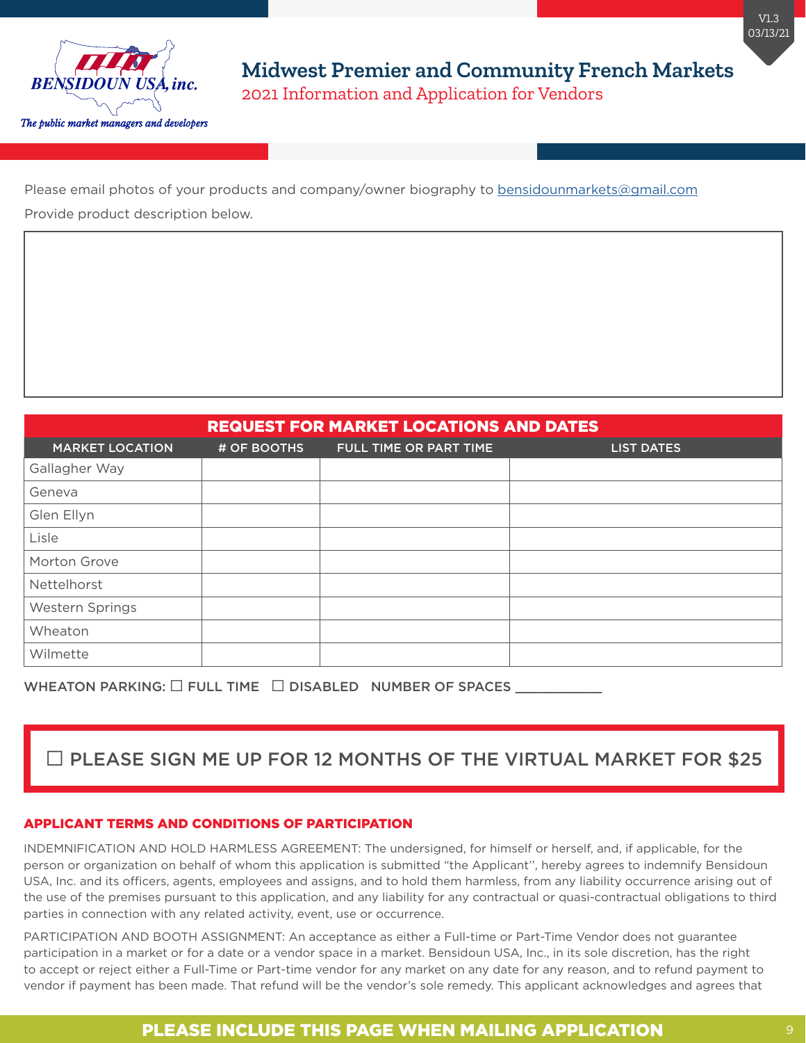# Midwest Premier and Community French Markets

## 2021 Information and Application for Vendors

V1.3 03/13/21

Please email photos of your products and company/owner biography to bensidounmarkets@gmail.com

Provide product description below.

| | | | |
|---|---|---|---|
| **REQUEST FOR MARKET LOCATIONS AND DATES** | | | |
| **MARKET LOCATION** | **# OF BOOTHS** | **FULL TIME OR PART TIME** | **LIST DATES** |
| Gallagher Way | | | |
| Geneva | | | |
| Glen Ellyn | | | |
| Lisle | | | |
| Morton Grove | | | |
| Nettelhorst | | | |
| Western Springs | | | |
| Wheaton | | | |
| Wilmette | | | |

WHEATON PARKING: ☐ FULL TIME ☐ DISABLED NUMBER OF SPACES ___________

☐ PLEASE SIGN ME UP FOR 12 MONTHS OF THE VIRTUAL MARKET FOR $25

### APPLICANT TERMS AND CONDITIONS OF PARTICIPATION

INDEMNIFICATION AND HOLD HARMLESS AGREEMENT: The undersigned, for himself or herself, and, if applicable, for the person or organization on behalf of whom this application is submitted "the Applicant", hereby agrees to indemnify Bensidoun USA, Inc. and its officers, agents, employees and assigns, and to hold them harmless, from any liability occurrence arising out of the use of the premises pursuant to this application, and any liability for any contractual or quasi-contractual obligations to third parties in connection with any related activity, event, use or occurrence.

PARTICIPATION AND BOOTH ASSIGNMENT: An acceptance as either a Full-time or Part-Time Vendor does not guarantee participation in a market or for a date or a vendor space in a market. Bensidoun USA, Inc., in its sole discretion, has the right to accept or reject either a Full-Time or Part-time vendor for any market on any date for any reason, and to refund payment to vendor if payment has been made. That refund will be the vendor's sole remedy. This applicant acknowledges and agrees that

**PLEASE INCLUDE THIS PAGE WHEN MAILING APPLICATION**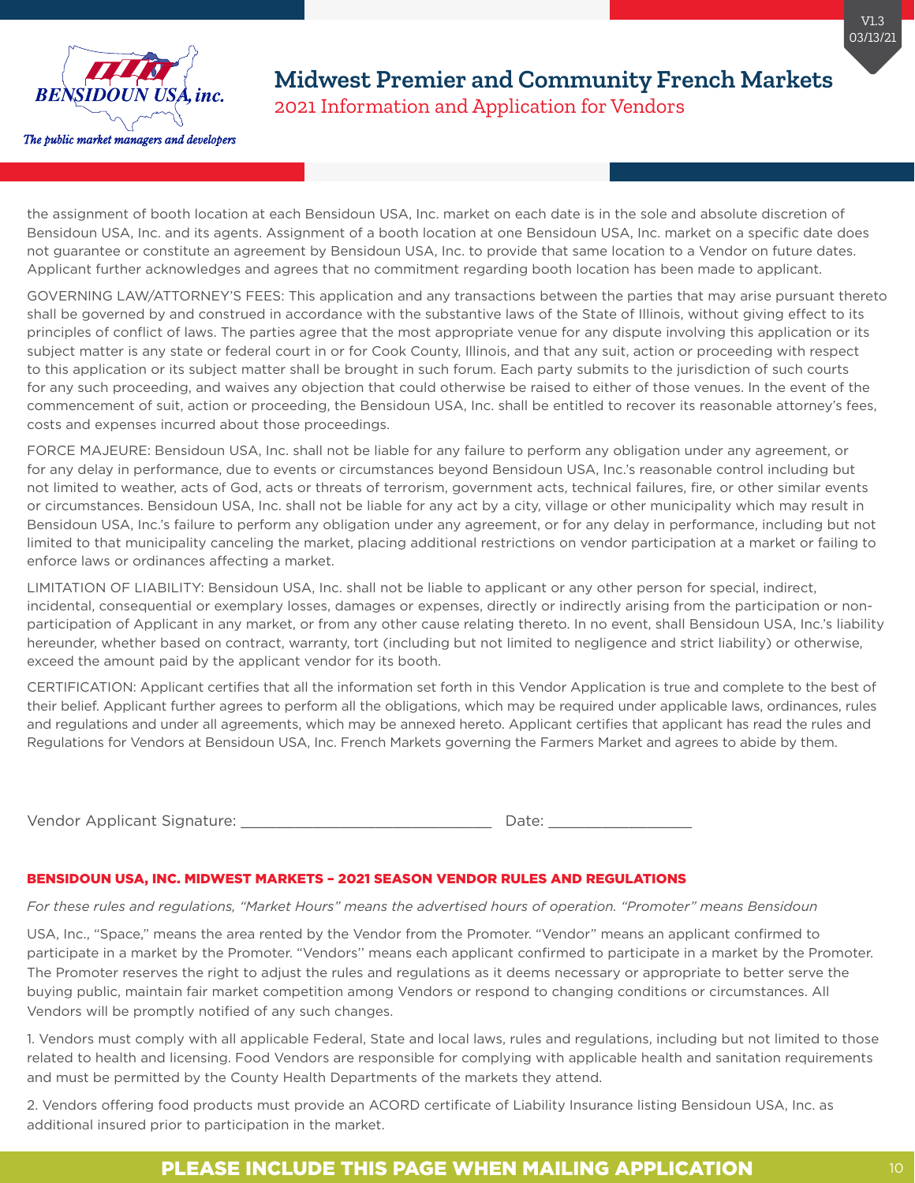the assignment of booth location at each Bensidoun USA, Inc. market on each date is in the sole and absolute discretion of Bensidoun USA, Inc. and its agents. Assignment of a booth location at one Bensidoun USA, Inc. market on a specific date does not guarantee or constitute an agreement by Bensidoun USA, Inc. to provide that same location to a Vendor on future dates. Applicant further acknowledges and agrees that no commitment regarding booth location has been made to applicant.

GOVERNING LAW/ATTORNEY'S FEES: This application and any transactions between the parties that may arise pursuant thereto shall be governed by and construed in accordance with the substantive laws of the State of Illinois, without giving effect to its principles of conflict of laws. The parties agree that the most appropriate venue for any dispute involving this application or its subject matter is any state or federal court in or for Cook County, Illinois, and that any suit, action or proceeding with respect to this application or its subject matter shall be brought in such forum. Each party submits to the jurisdiction of such courts for any such proceeding, and waives any objection that could otherwise be raised to either of those venues. In the event of the commencement of suit, action or proceeding, the Bensidoun USA, Inc. shall be entitled to recover its reasonable attorney's fees, costs and expenses incurred about those proceedings.

FORCE MAJEURE: Bensidoun USA, Inc. shall not be liable for any failure to perform any obligation under any agreement, or for any delay in performance, due to events or circumstances beyond Bensidoun USA, Inc.'s reasonable control including but not limited to weather, acts of God, acts or threats of terrorism, government acts, technical failures, fire, or other similar events or circumstances. Bensidoun USA, Inc. shall not be liable for any act by a city, village or other municipality which may result in Bensidoun USA, Inc.'s failure to perform any obligation under any agreement, or for any delay in performance, including but not limited to that municipality canceling the market, placing additional restrictions on vendor participation at a market or failing to enforce laws or ordinances affecting a market.

LIMITATION OF LIABILITY: Bensidoun USA, Inc. shall not be liable to applicant or any other person for special, indirect, incidental, consequential or exemplary losses, damages or expenses, directly or indirectly arising from the participation or non-participation of Applicant in any market, or from any other cause relating thereto. In no event, shall Bensidoun USA, Inc.'s liability hereunder, whether based on contract, warranty, tort (including but not limited to negligence and strict liability) or otherwise, exceed the amount paid by the applicant vendor for its booth.

CERTIFICATION: Applicant certifies that all the information set forth in this Vendor Application is true and complete to the best of their belief. Applicant further agrees to perform all the obligations, which may be required under applicable laws, ordinances, rules and regulations and under all agreements, which may be annexed hereto. Applicant certifies that applicant has read the rules and Regulations for Vendors at Bensidoun USA, Inc. French Markets governing the Farmers Market and agrees to abide by them.

Vendor Applicant Signature: ______________________________ Date: _________________

## BENSIDOUN USA, INC. MIDWEST MARKETS – 2021 SEASON VENDOR RULES AND REGULATIONS

*For these rules and regulations, "Market Hours" means the advertised hours of operation. "Promoter" means Bensidoun*

USA, Inc., "Space," means the area rented by the Vendor from the Promoter. "Vendor" means an applicant confirmed to participate in a market by the Promoter. "Vendors" means each applicant confirmed to participate in a market by the Promoter. The Promoter reserves the right to adjust the rules and regulations as it deems necessary or appropriate to better serve the buying public, maintain fair market competition among Vendors or respond to changing conditions or circumstances. All Vendors will be promptly notified of any such changes.

1. Vendors must comply with all applicable Federal, State and local laws, rules and regulations, including but not limited to those related to health and licensing. Food Vendors are responsible for complying with applicable health and sanitation requirements and must be permitted by the County Health Departments of the markets they attend.

2. Vendors offering food products must provide an ACORD certificate of Liability Insurance listing Bensidoun USA, Inc. as additional insured prior to participation in the market.

**PLEASE INCLUDE THIS PAGE WHEN MAILING APPLICATION**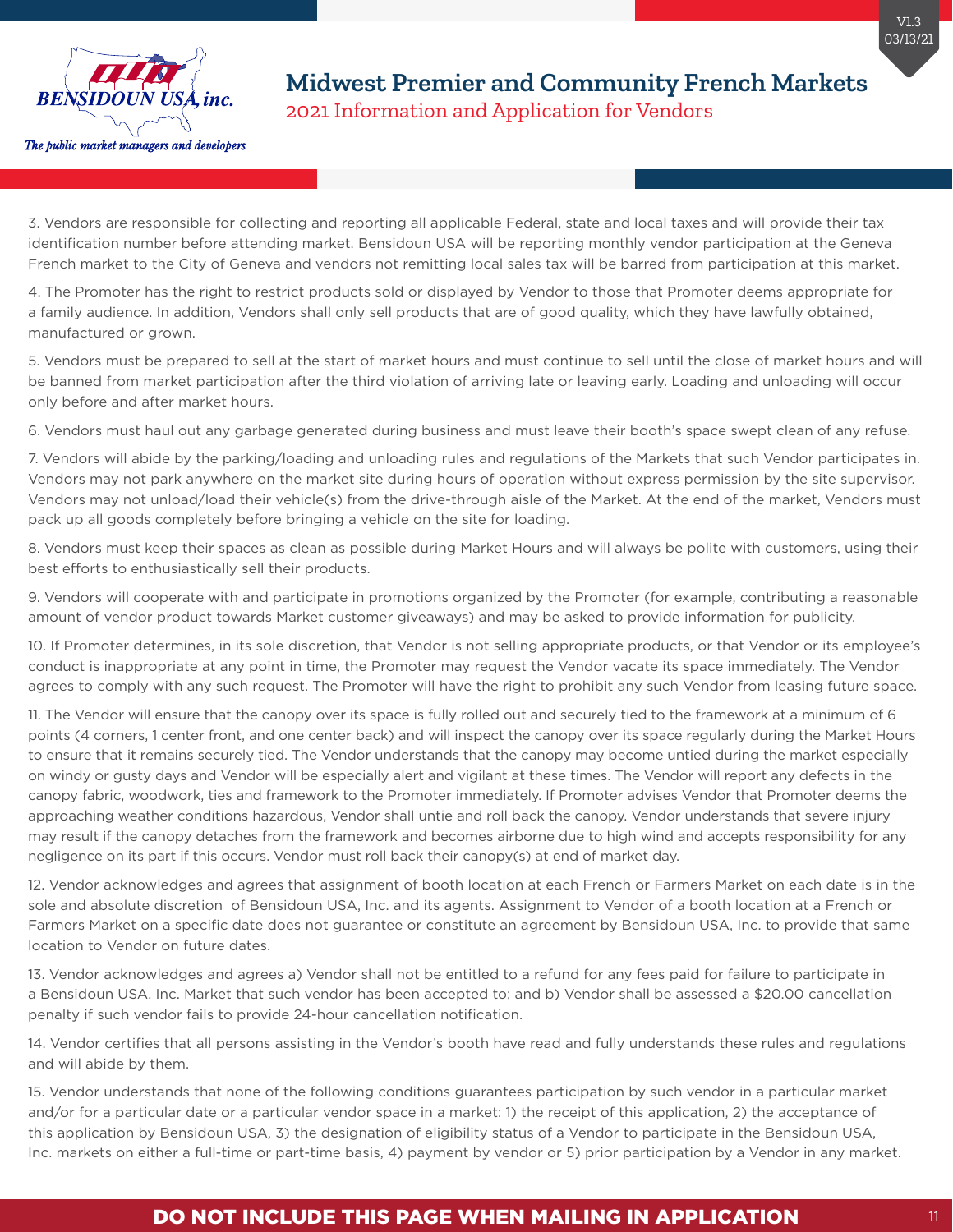3. Vendors are responsible for collecting and reporting all applicable Federal, state and local taxes and will provide their tax identification number before attending market. Bensidoun USA will be reporting monthly vendor participation at the Geneva French market to the City of Geneva and vendors not remitting local sales tax will be barred from participation at this market.

4. The Promoter has the right to restrict products sold or displayed by Vendor to those that Promoter deems appropriate for a family audience. In addition, Vendors shall only sell products that are of good quality, which they have lawfully obtained, manufactured or grown.

5. Vendors must be prepared to sell at the start of market hours and must continue to sell until the close of market hours and will be banned from market participation after the third violation of arriving late or leaving early. Loading and unloading will occur only before and after market hours.

6. Vendors must haul out any garbage generated during business and must leave their booth's space swept clean of any refuse.

7. Vendors will abide by the parking/loading and unloading rules and regulations of the Markets that such Vendor participates in. Vendors may not park anywhere on the market site during hours of operation without express permission by the site supervisor. Vendors may not unload/load their vehicle(s) from the drive-through aisle of the Market. At the end of the market, Vendors must pack up all goods completely before bringing a vehicle on the site for loading.

8. Vendors must keep their spaces as clean as possible during Market Hours and will always be polite with customers, using their best efforts to enthusiastically sell their products.

9. Vendors will cooperate with and participate in promotions organized by the Promoter (for example, contributing a reasonable amount of vendor product towards Market customer giveaways) and may be asked to provide information for publicity.

10. If Promoter determines, in its sole discretion, that Vendor is not selling appropriate products, or that Vendor or its employee's conduct is inappropriate at any point in time, the Promoter may request the Vendor vacate its space immediately. The Vendor agrees to comply with any such request. The Promoter will have the right to prohibit any such Vendor from leasing future space.

11. The Vendor will ensure that the canopy over its space is fully rolled out and securely tied to the framework at a minimum of 6 points (4 corners, 1 center front, and one center back) and will inspect the canopy over its space regularly during the Market Hours to ensure that it remains securely tied. The Vendor understands that the canopy may become untied during the market especially on windy or gusty days and Vendor will be especially alert and vigilant at these times. The Vendor will report any defects in the canopy fabric, woodwork, ties and framework to the Promoter immediately. If Promoter advises Vendor that Promoter deems the approaching weather conditions hazardous, Vendor shall untie and roll back the canopy. Vendor understands that severe injury may result if the canopy detaches from the framework and becomes airborne due to high wind and accepts responsibility for any negligence on its part if this occurs. Vendor must roll back their canopy(s) at end of market day.

12. Vendor acknowledges and agrees that assignment of booth location at each French or Farmers Market on each date is in the sole and absolute discretion of Bensidoun USA, Inc. and its agents. Assignment to Vendor of a booth location at a French or Farmers Market on a specific date does not guarantee or constitute an agreement by Bensidoun USA, Inc. to provide that same location to Vendor on future dates.

13. Vendor acknowledges and agrees a) Vendor shall not be entitled to a refund for any fees paid for failure to participate in a Bensidoun USA, Inc. Market that such vendor has been accepted to; and b) Vendor shall be assessed a $20.00 cancellation penalty if such vendor fails to provide 24-hour cancellation notification.

14. Vendor certifies that all persons assisting in the Vendor's booth have read and fully understands these rules and regulations and will abide by them.

15. Vendor understands that none of the following conditions guarantees participation by such vendor in a particular market and/or for a particular date or a particular vendor space in a market: 1) the receipt of this application, 2) the acceptance of this application by Bensidoun USA, 3) the designation of eligibility status of a Vendor to participate in the Bensidoun USA, Inc. markets on either a full-time or part-time basis, 4) payment by vendor or 5) prior participation by a Vendor in any market.

**DO NOT INCLUDE THIS PAGE WHEN MAILING IN APPLICATION**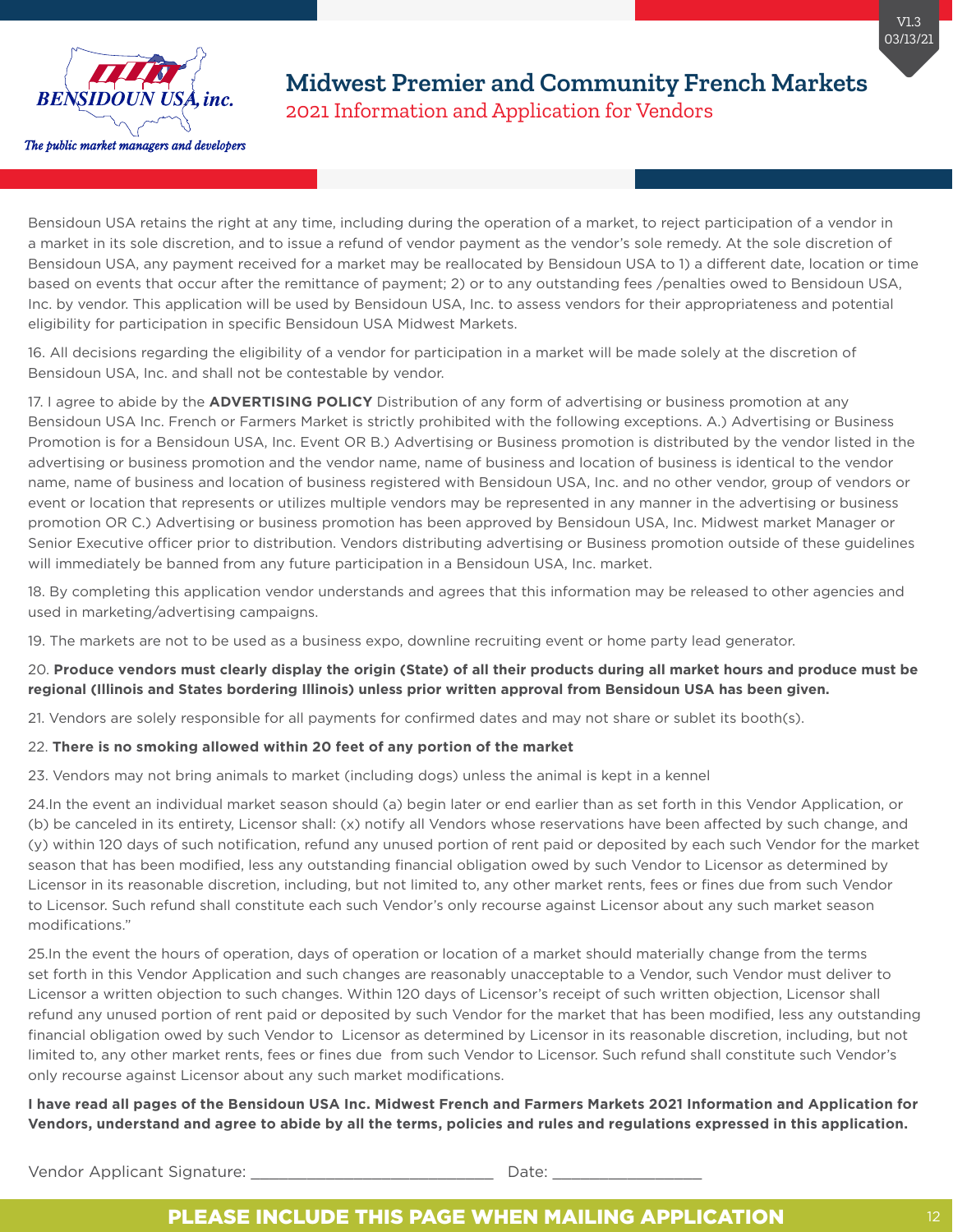# Midwest Premier and Community French Markets

## 2021 Information and Application for Vendors

Bensidoun USA retains the right at any time, including during the operation of a market, to reject participation of a vendor in a market in its sole discretion, and to issue a refund of vendor payment as the vendor's sole remedy. At the sole discretion of Bensidoun USA, any payment received for a market may be reallocated by Bensidoun USA to 1) a different date, location or time based on events that occur after the remittance of payment; 2) or to any outstanding fees /penalties owed to Bensidoun USA, Inc. by vendor. This application will be used by Bensidoun USA, Inc. to assess vendors for their appropriateness and potential eligibility for participation in specific Bensidoun USA Midwest Markets.

16. All decisions regarding the eligibility of a vendor for participation in a market will be made solely at the discretion of Bensidoun USA, Inc. and shall not be contestable by vendor.

17. I agree to abide by the **ADVERTISING POLICY** Distribution of any form of advertising or business promotion at any Bensidoun USA Inc. French or Farmers Market is strictly prohibited with the following exceptions. A.) Advertising or Business Promotion is for a Bensidoun USA, Inc. Event OR B.) Advertising or Business promotion is distributed by the vendor listed in the advertising or business promotion and the vendor name, name of business and location of business is identical to the vendor name, name of business and location of business registered with Bensidoun USA, Inc. and no other vendor, group of vendors or event or location that represents or utilizes multiple vendors may be represented in any manner in the advertising or business promotion OR C.) Advertising or business promotion has been approved by Bensidoun USA, Inc. Midwest market Manager or Senior Executive officer prior to distribution. Vendors distributing advertising or Business promotion outside of these guidelines will immediately be banned from any future participation in a Bensidoun USA, Inc. market.

18. By completing this application vendor understands and agrees that this information may be released to other agencies and used in marketing/advertising campaigns.

19. The markets are not to be used as a business expo, downline recruiting event or home party lead generator.

20. **Produce vendors must clearly display the origin (State) of all their products during all market hours and produce must be regional (Illinois and States bordering Illinois) unless prior written approval from Bensidoun USA has been given.**

21. Vendors are solely responsible for all payments for confirmed dates and may not share or sublet its booth(s).

22. **There is no smoking allowed within 20 feet of any portion of the market**

23. Vendors may not bring animals to market (including dogs) unless the animal is kept in a kennel

24.In the event an individual market season should (a) begin later or end earlier than as set forth in this Vendor Application, or (b) be canceled in its entirety, Licensor shall: (x) notify all Vendors whose reservations have been affected by such change, and (y) within 120 days of such notification, refund any unused portion of rent paid or deposited by each such Vendor for the market season that has been modified, less any outstanding financial obligation owed by such Vendor to Licensor as determined by Licensor in its reasonable discretion, including, but not limited to, any other market rents, fees or fines due from such Vendor to Licensor. Such refund shall constitute each such Vendor's only recourse against Licensor about any such market season modifications."

25.In the event the hours of operation, days of operation or location of a market should materially change from the terms set forth in this Vendor Application and such changes are reasonably unacceptable to a Vendor, such Vendor must deliver to Licensor a written objection to such changes. Within 120 days of Licensor's receipt of such written objection, Licensor shall refund any unused portion of rent paid or deposited by such Vendor for the market that has been modified, less any outstanding financial obligation owed by such Vendor to Licensor as determined by Licensor in its reasonable discretion, including, but not limited to, any other market rents, fees or fines due from such Vendor to Licensor. Such refund shall constitute such Vendor's only recourse against Licensor about any such market modifications.

**I have read all pages of the Bensidoun USA Inc. Midwest French and Farmers Markets 2021 Information and Application for Vendors, understand and agree to abide by all the terms, policies and rules and regulations expressed in this application.**

Vendor Applicant Signature: ___________________________ Date: ________________

**PLEASE INCLUDE THIS PAGE WHEN MAILING APPLICATION**